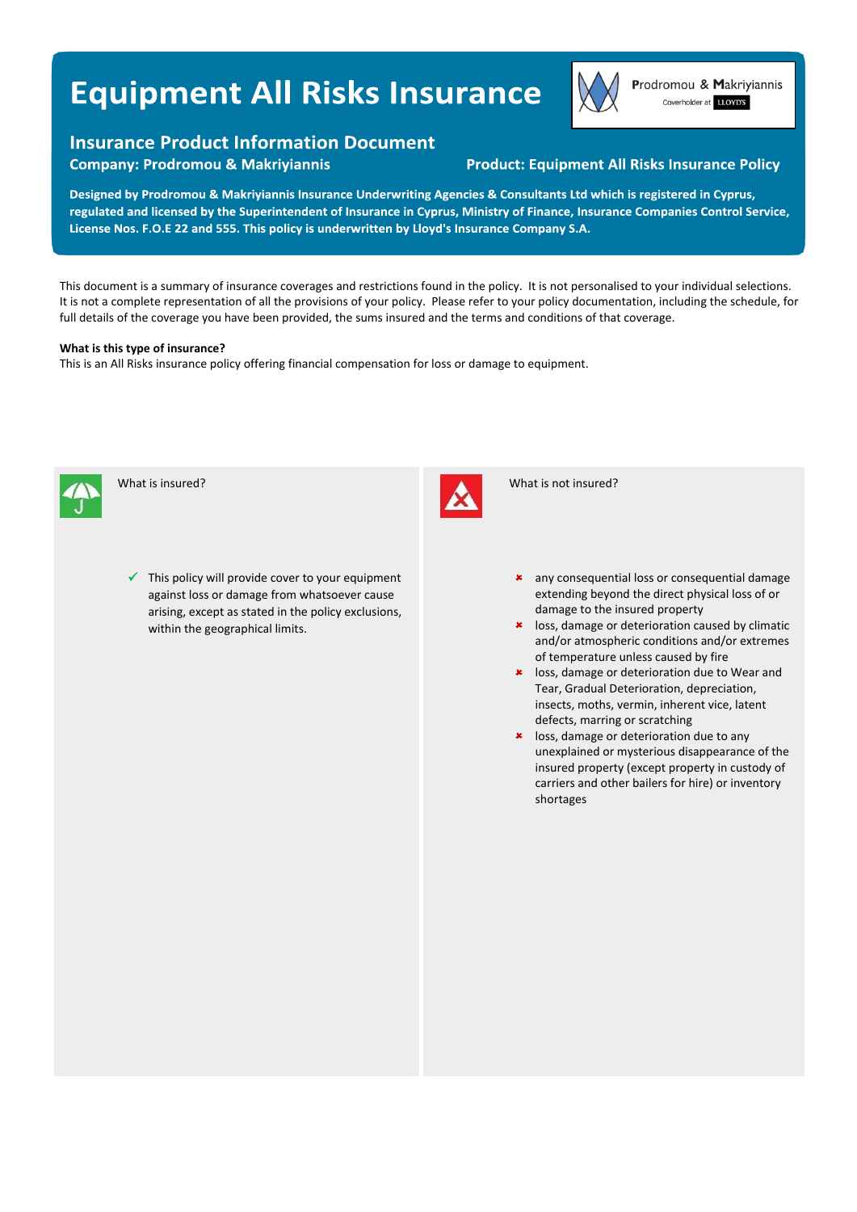# Equipment All Risks Insurance

Prodromou & Makriyiannis
Coverholder at LLOYD'S

## Insurance Product Information Document

**Company: Prodromou & Makriyiannis**

**Product: Equipment All Risks Insurance Policy**

**Designed by Prodromou & Makriyiannis Insurance Underwriting Agencies & Consultants Ltd which is registered in Cyprus, regulated and licensed by the Superintendent of Insurance in Cyprus, Ministry of Finance, Insurance Companies Control Service, License Nos. F.O.E 22 and 555. This policy is underwritten by Lloyd's Insurance Company S.A.**

This document is a summary of insurance coverages and restrictions found in the policy. It is not personalised to your individual selections. It is not a complete representation of all the provisions of your policy. Please refer to your policy documentation, including the schedule, for full details of the coverage you have been provided, the sums insured and the terms and conditions of that coverage.

**What is this type of insurance?**

This is an All Risks insurance policy offering financial compensation for loss or damage to equipment.

### What is insured?

- ✓ This policy will provide cover to your equipment against loss or damage from whatsoever cause arising, except as stated in the policy exclusions, within the geographical limits.

### What is not insured?

- ✗ any consequential loss or consequential damage extending beyond the direct physical loss of or damage to the insured property
- ✗ loss, damage or deterioration caused by climatic and/or atmospheric conditions and/or extremes of temperature unless caused by fire
- ✗ loss, damage or deterioration due to Wear and Tear, Gradual Deterioration, depreciation, insects, moths, vermin, inherent vice, latent defects, marring or scratching
- ✗ loss, damage or deterioration due to any unexplained or mysterious disappearance of the insured property (except property in custody of carriers and other bailers for hire) or inventory shortages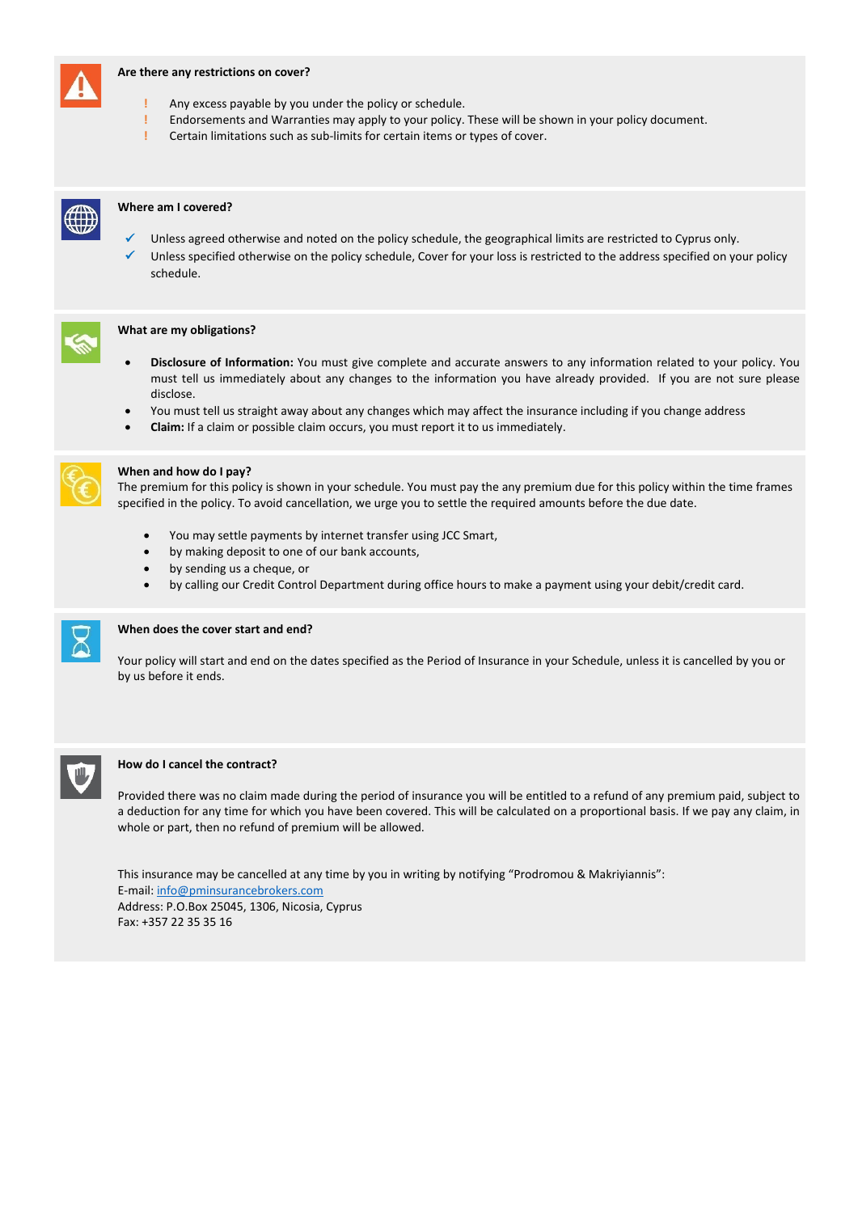### Are there any restrictions on cover?

- ! Any excess payable by you under the policy or schedule.
- ! Endorsements and Warranties may apply to your policy. These will be shown in your policy document.
- ! Certain limitations such as sub-limits for certain items or types of cover.

### Where am I covered?

- ✓ Unless agreed otherwise and noted on the policy schedule, the geographical limits are restricted to Cyprus only.
- ✓ Unless specified otherwise on the policy schedule, Cover for your loss is restricted to the address specified on your policy schedule.

### What are my obligations?

- **Disclosure of Information:** You must give complete and accurate answers to any information related to your policy. You must tell us immediately about any changes to the information you have already provided. If you are not sure please disclose.
- You must tell us straight away about any changes which may affect the insurance including if you change address
- **Claim:** If a claim or possible claim occurs, you must report it to us immediately.

### When and how do I pay?

The premium for this policy is shown in your schedule. You must pay the any premium due for this policy within the time frames specified in the policy. To avoid cancellation, we urge you to settle the required amounts before the due date.

- You may settle payments by internet transfer using JCC Smart,
- by making deposit to one of our bank accounts,
- by sending us a cheque, or
- by calling our Credit Control Department during office hours to make a payment using your debit/credit card.

### When does the cover start and end?

Your policy will start and end on the dates specified as the Period of Insurance in your Schedule, unless it is cancelled by you or by us before it ends.

### How do I cancel the contract?

Provided there was no claim made during the period of insurance you will be entitled to a refund of any premium paid, subject to a deduction for any time for which you have been covered. This will be calculated on a proportional basis. If we pay any claim, in whole or part, then no refund of premium will be allowed.

This insurance may be cancelled at any time by you in writing by notifying "Prodromou & Makriyiannis":
E-mail: info@pminsurancebrokers.com
Address: P.O.Box 25045, 1306, Nicosia, Cyprus
Fax: +357 22 35 35 16